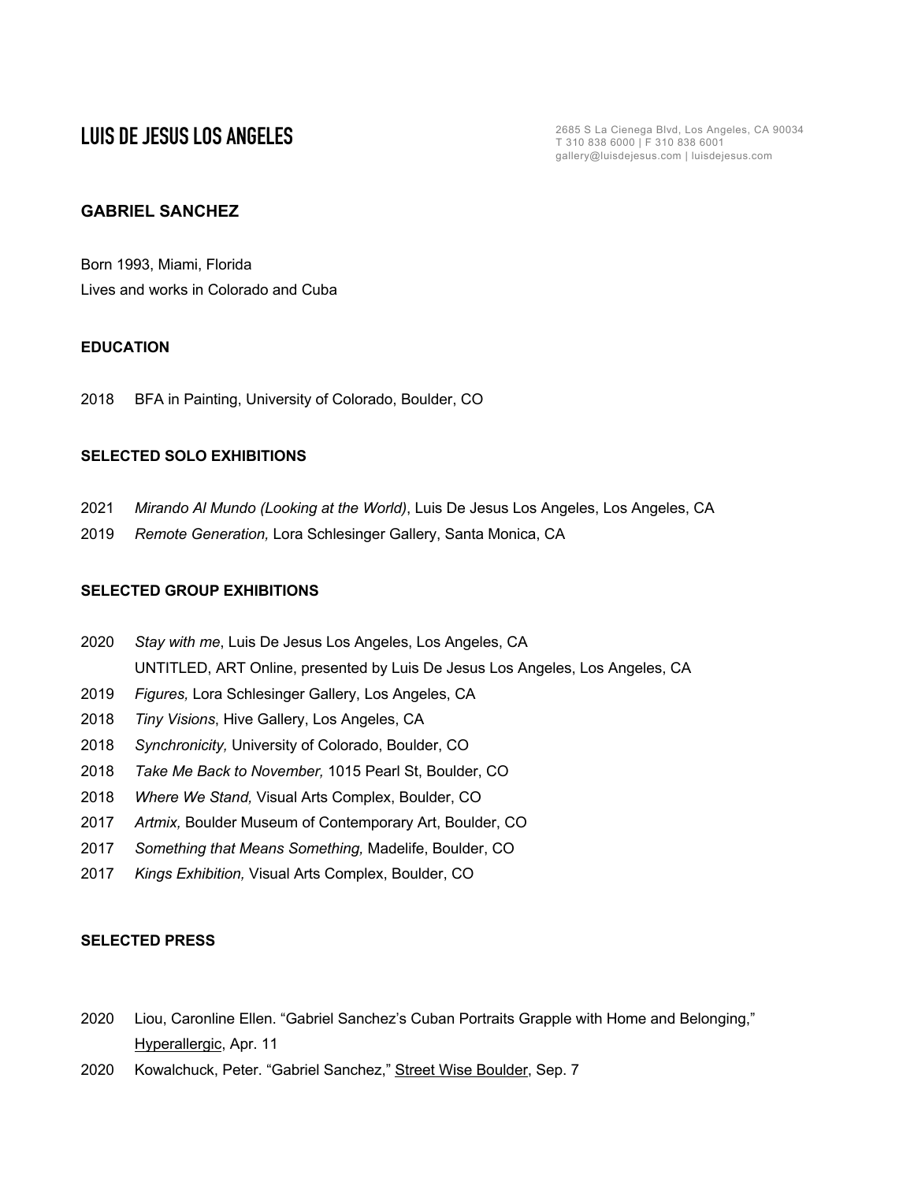**LUIS DE JESUS LOS ANGELES**

2685 S La Cienega Blvd, Los Angeles, CA 90034
T 310 838 6000 | F 310 838 6001
gallery@luisdejesus.com | luisdejesus.com

## GABRIEL SANCHEZ

Born 1993, Miami, Florida
Lives and works in Colorado and Cuba

### EDUCATION

2018 BFA in Painting, University of Colorado, Boulder, CO

### SELECTED SOLO EXHIBITIONS

2021 *Mirando Al Mundo (Looking at the World)*, Luis De Jesus Los Angeles, Los Angeles, CA
2019 *Remote Generation,* Lora Schlesinger Gallery, Santa Monica, CA

### SELECTED GROUP EXHIBITIONS

2020 *Stay with me*, Luis De Jesus Los Angeles, Los Angeles, CA
UNTITLED, ART Online, presented by Luis De Jesus Los Angeles, Los Angeles, CA
2019 *Figures,* Lora Schlesinger Gallery, Los Angeles, CA
2018 *Tiny Visions*, Hive Gallery, Los Angeles, CA
2018 *Synchronicity,* University of Colorado, Boulder, CO
2018 *Take Me Back to November,* 1015 Pearl St, Boulder, CO
2018 *Where We Stand,* Visual Arts Complex, Boulder, CO
2017 *Artmix,* Boulder Museum of Contemporary Art, Boulder, CO
2017 *Something that Means Something,* Madelife, Boulder, CO
2017 *Kings Exhibition,* Visual Arts Complex, Boulder, CO

### SELECTED PRESS

2020 Liou, Caronline Ellen. "Gabriel Sanchez's Cuban Portraits Grapple with Home and Belonging," Hyperallergic, Apr. 11
2020 Kowalchuck, Peter. "Gabriel Sanchez," Street Wise Boulder, Sep. 7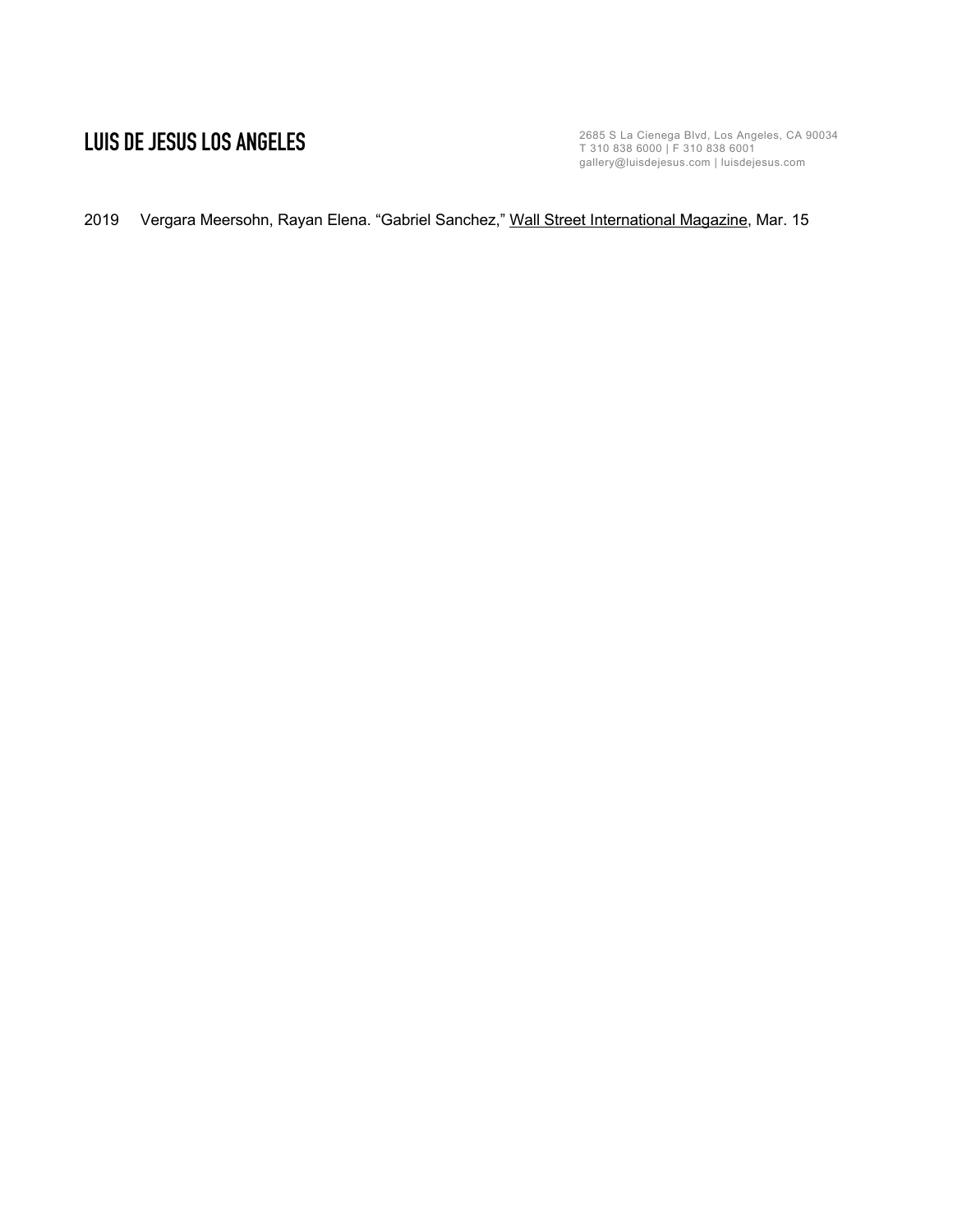2019 Vergara Meersohn, Rayan Elena. "Gabriel Sanchez," Wall Street International Magazine, Mar. 15